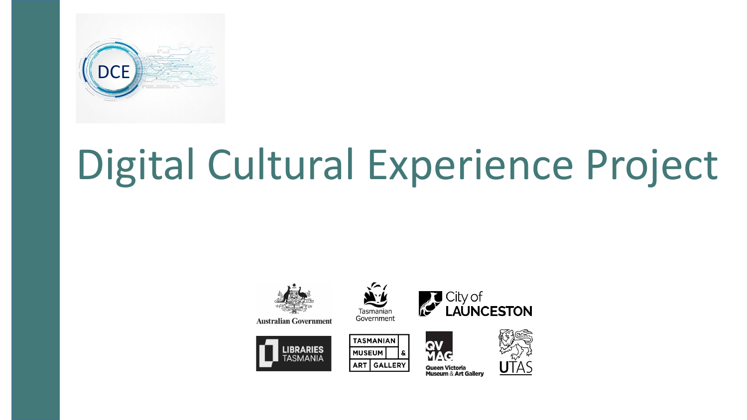# Digital Cultural Experience Project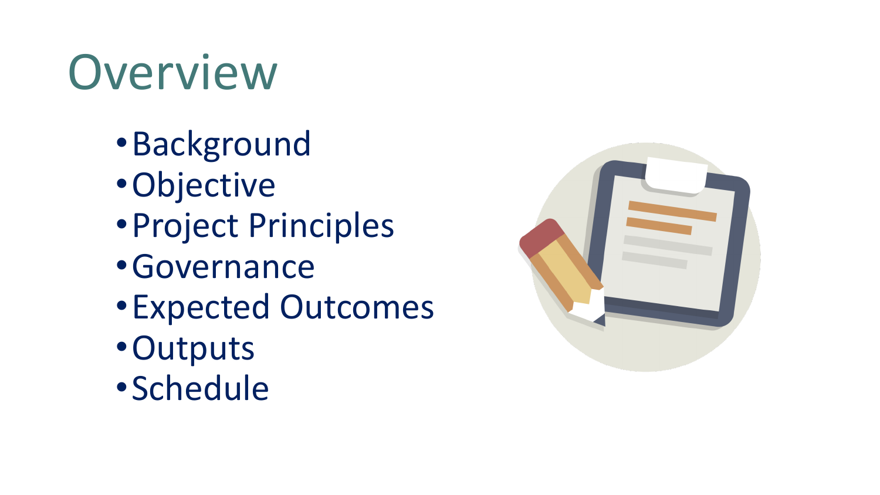# Overview

- Background
- Objective
- Project Principles
- Governance
- Expected Outcomes
- Outputs
- Schedule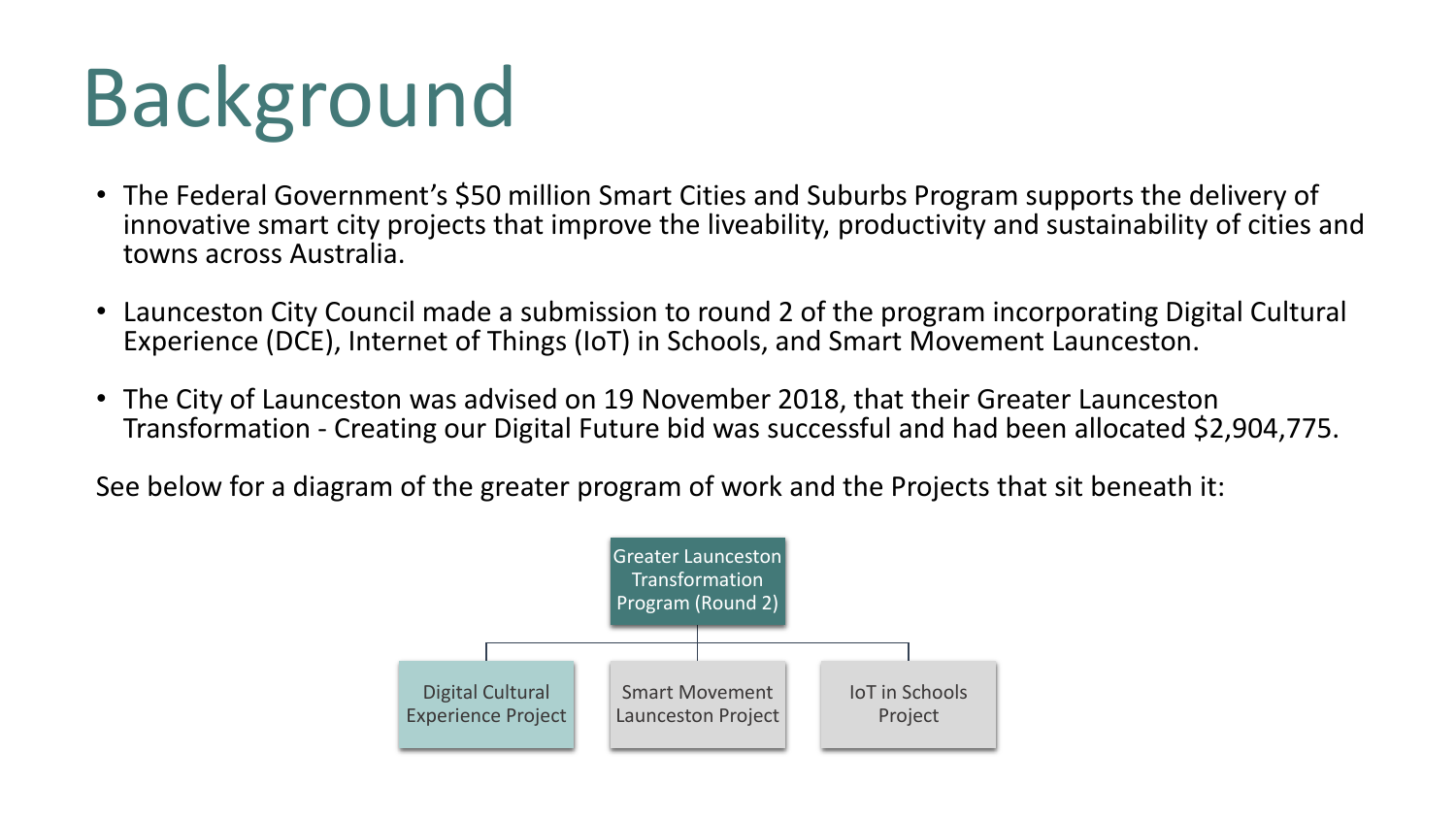# Background

- The Federal Government's $50 million Smart Cities and Suburbs Program supports the delivery of innovative smart city projects that improve the liveability, productivity and sustainability of cities and towns across Australia.
- Launceston City Council made a submission to round 2 of the program incorporating Digital Cultural Experience (DCE), Internet of Things (IoT) in Schools, and Smart Movement Launceston.
- The City of Launceston was advised on 19 November 2018, that their Greater Launceston Transformation - Creating our Digital Future bid was successful and had been allocated $2,904,775.

See below for a diagram of the greater program of work and the Projects that sit beneath it:

- Greater Launceston Transformation Program (Round 2)
  - Digital Cultural Experience Project
  - Smart Movement Launceston Project
  - IoT in Schools Project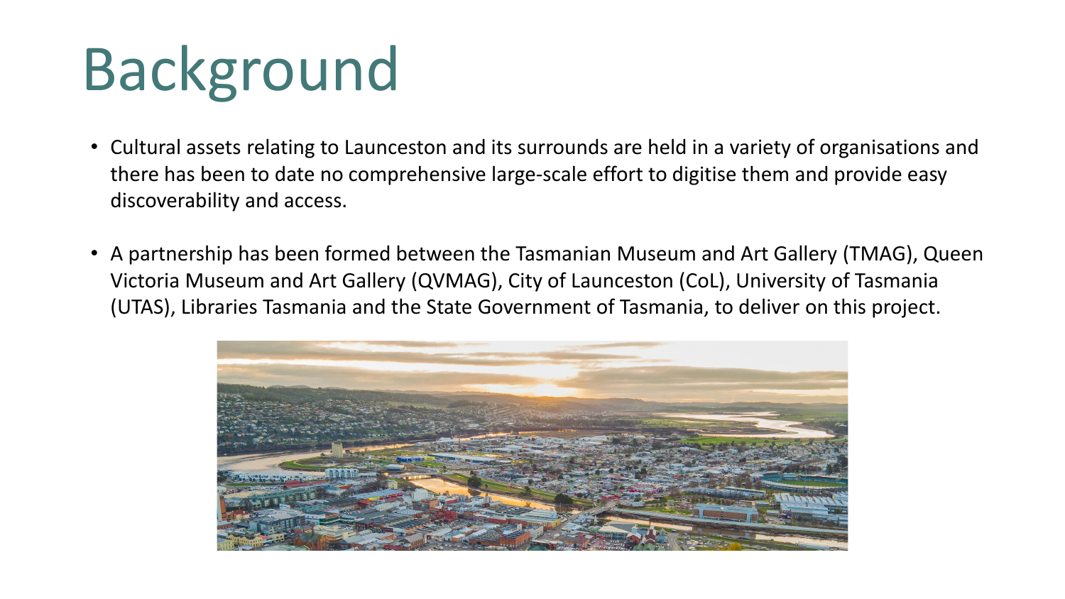# Background

- Cultural assets relating to Launceston and its surrounds are held in a variety of organisations and there has been to date no comprehensive large-scale effort to digitise them and provide easy discoverability and access.
- A partnership has been formed between the Tasmanian Museum and Art Gallery (TMAG), Queen Victoria Museum and Art Gallery (QVMAG), City of Launceston (CoL), University of Tasmania (UTAS), Libraries Tasmania and the State Government of Tasmania, to deliver on this project.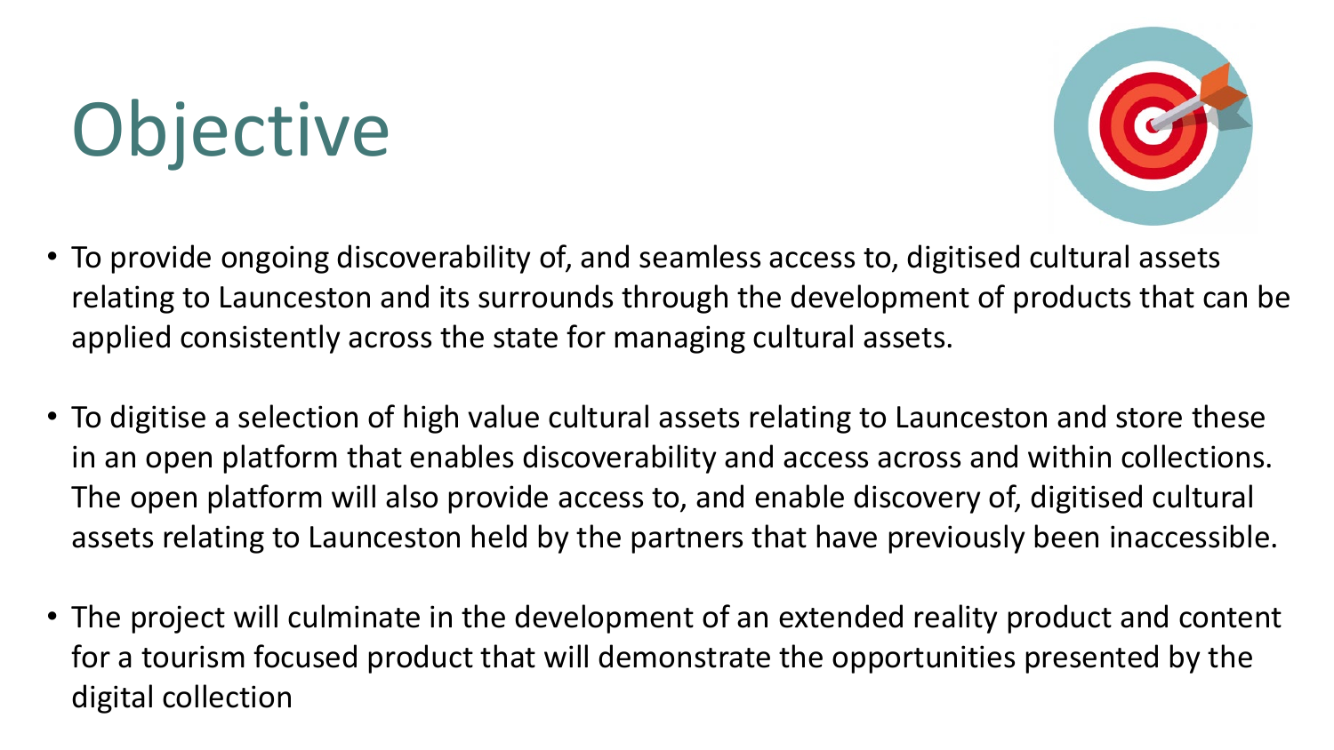# Objective

- To provide ongoing discoverability of, and seamless access to, digitised cultural assets relating to Launceston and its surrounds through the development of products that can be applied consistently across the state for managing cultural assets.
- To digitise a selection of high value cultural assets relating to Launceston and store these in an open platform that enables discoverability and access across and within collections. The open platform will also provide access to, and enable discovery of, digitised cultural assets relating to Launceston held by the partners that have previously been inaccessible.
- The project will culminate in the development of an extended reality product and content for a tourism focused product that will demonstrate the opportunities presented by the digital collection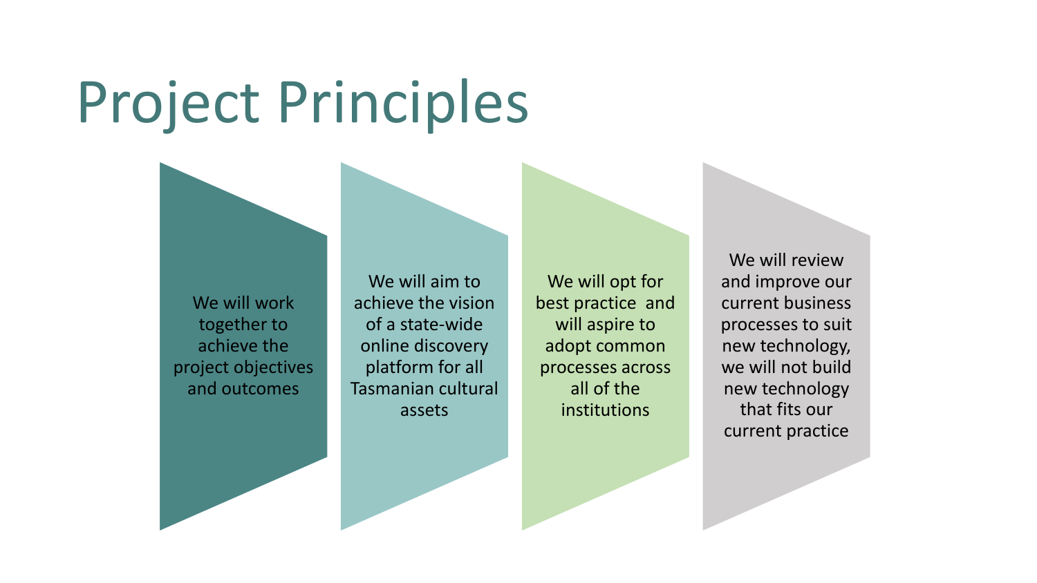# Project Principles

- We will work together to achieve the project objectives and outcomes
- We will aim to achieve the vision of a state-wide online discovery platform for all Tasmanian cultural assets
- We will opt for best practice and will aspire to adopt common processes across all of the institutions
- We will review and improve our current business processes to suit new technology, we will not build new technology that fits our current practice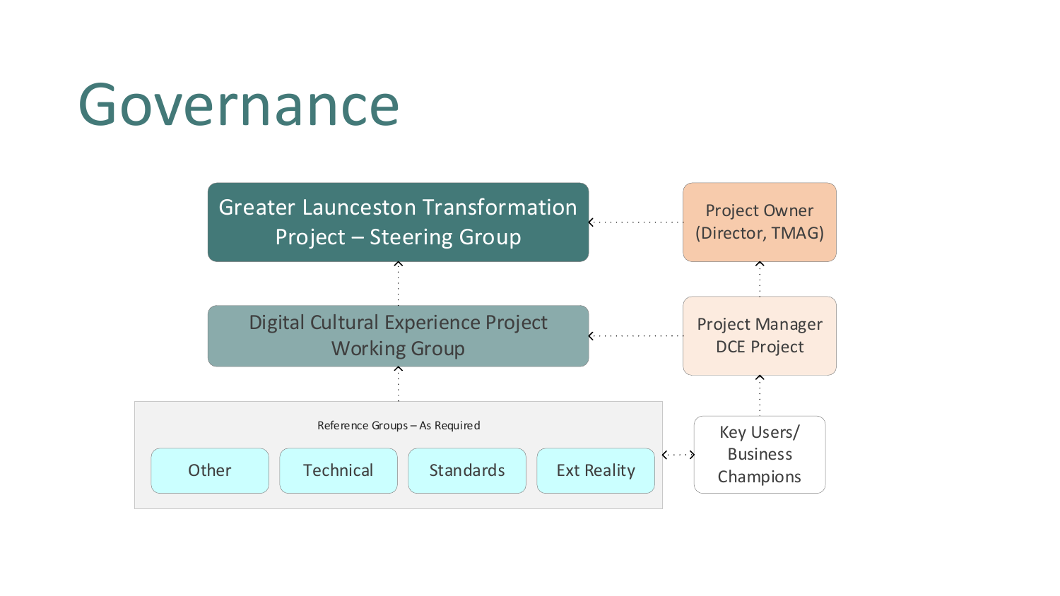# Governance

Greater Launceston Transformation Project – Steering Group

Project Owner (Director, TMAG)

Digital Cultural Experience Project Working Group

Project Manager DCE Project

Reference Groups – As Required

- Other
- Technical
- Standards
- Ext Reality

Key Users/ Business Champions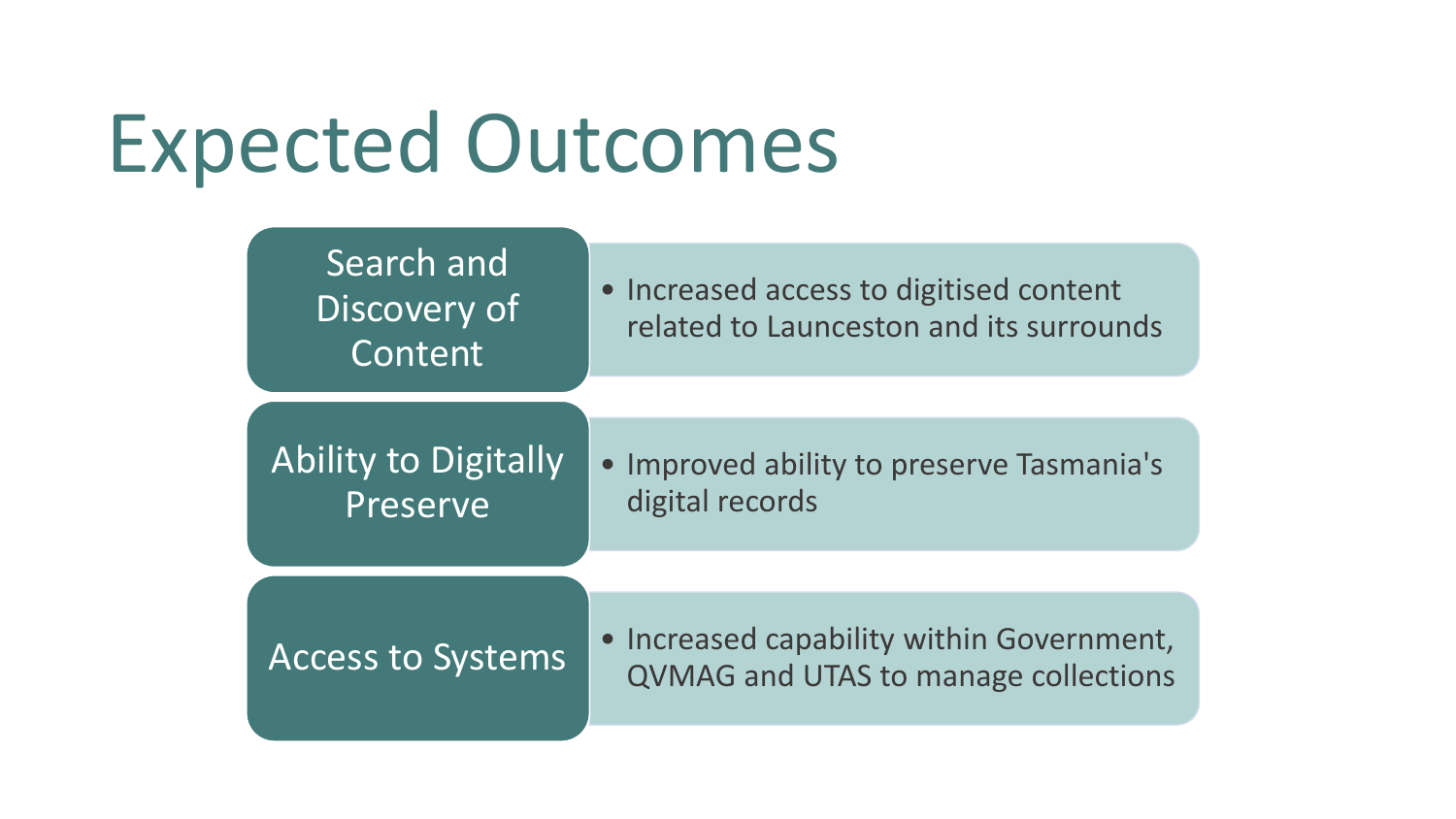# Expected Outcomes

| | |
|---|---|
| Search and Discovery of Content | • Increased access to digitised content related to Launceston and its surrounds |
| Ability to Digitally Preserve | • Improved ability to preserve Tasmania's digital records |
| Access to Systems | • Increased capability within Government, QVMAG and UTAS to manage collections |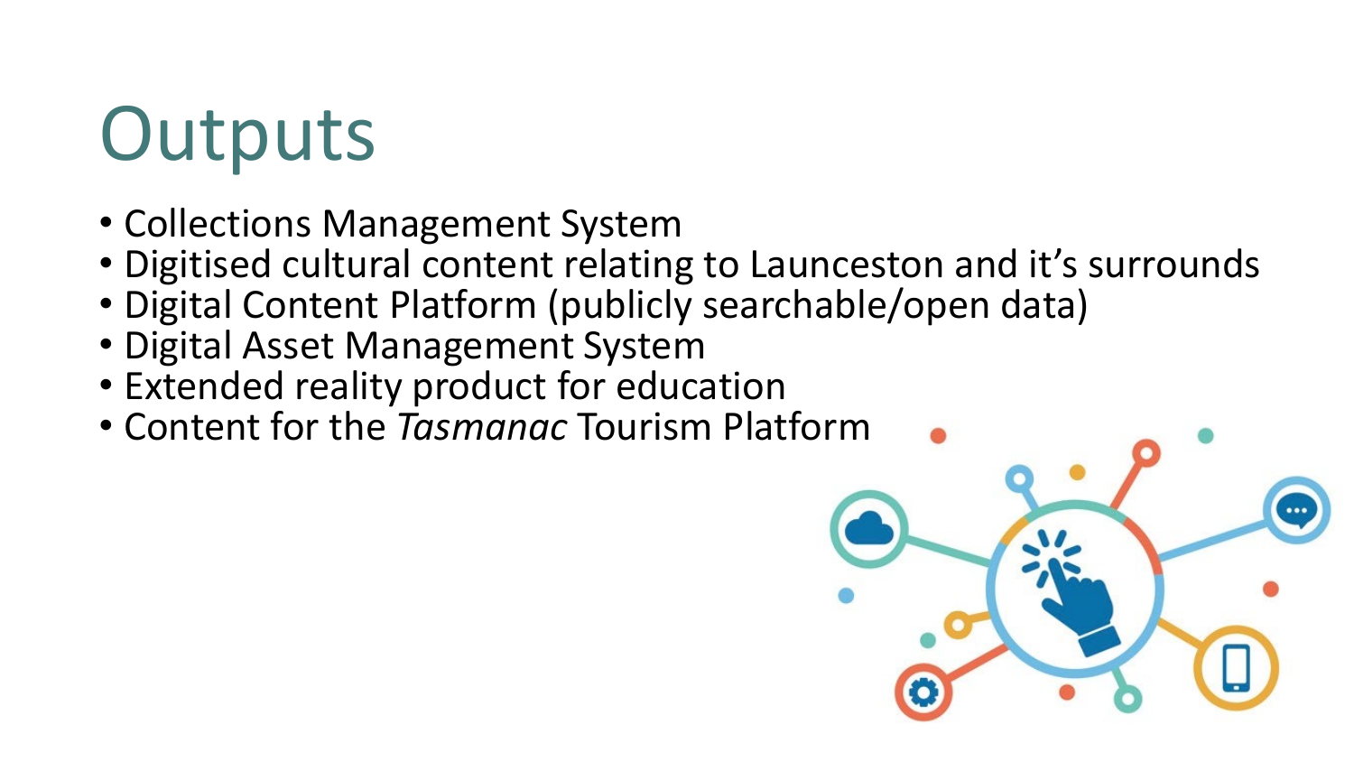# Outputs

- Collections Management System
- Digitised cultural content relating to Launceston and it’s surrounds
- Digital Content Platform (publicly searchable/open data)
- Digital Asset Management System
- Extended reality product for education
- Content for the *Tasmanac* Tourism Platform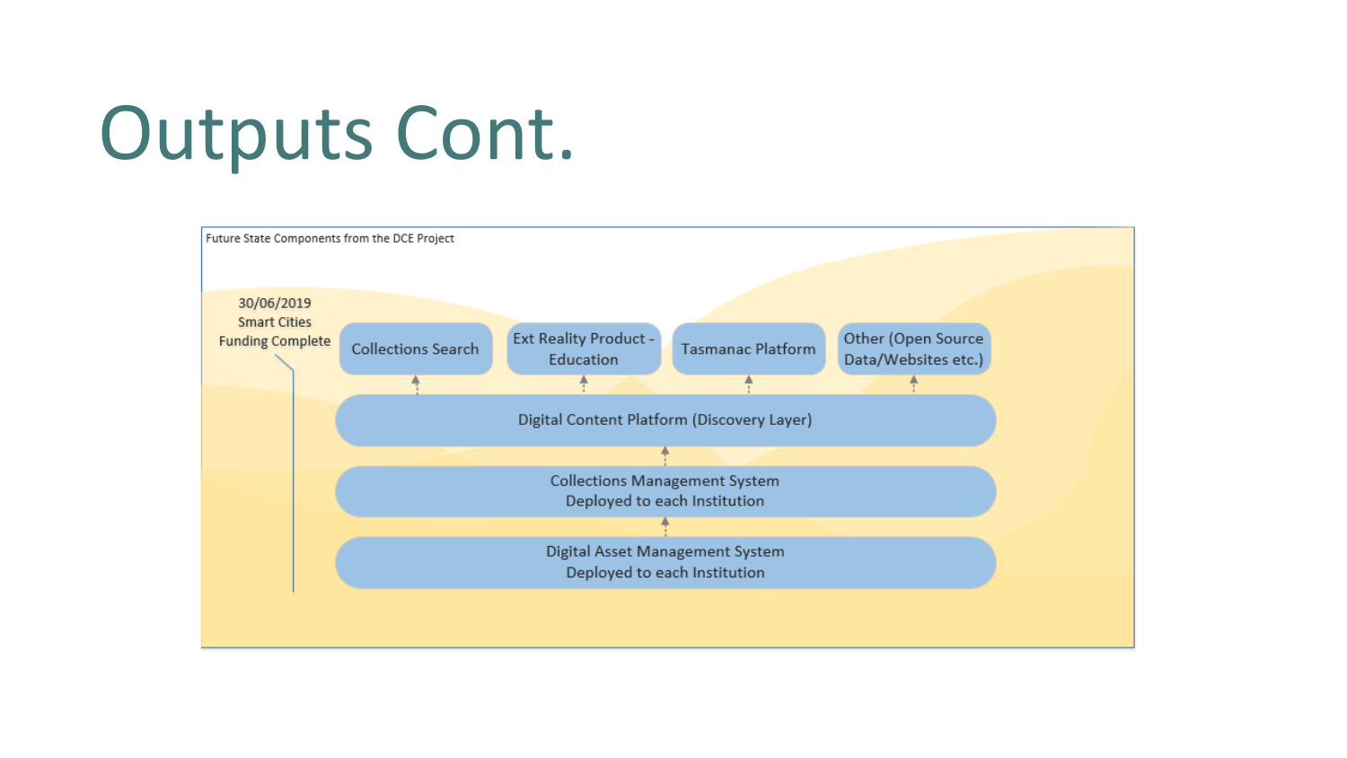# Outputs Cont.

Future State Components from the DCE Project

30/06/2019
Smart Cities
Funding Complete

Collections Search

Ext Reality Product - Education

Tasmanac Platform

Other (Open Source Data/Websites etc.)

Digital Content Platform (Discovery Layer)

Collections Management System
Deployed to each Institution

Digital Asset Management System
Deployed to each Institution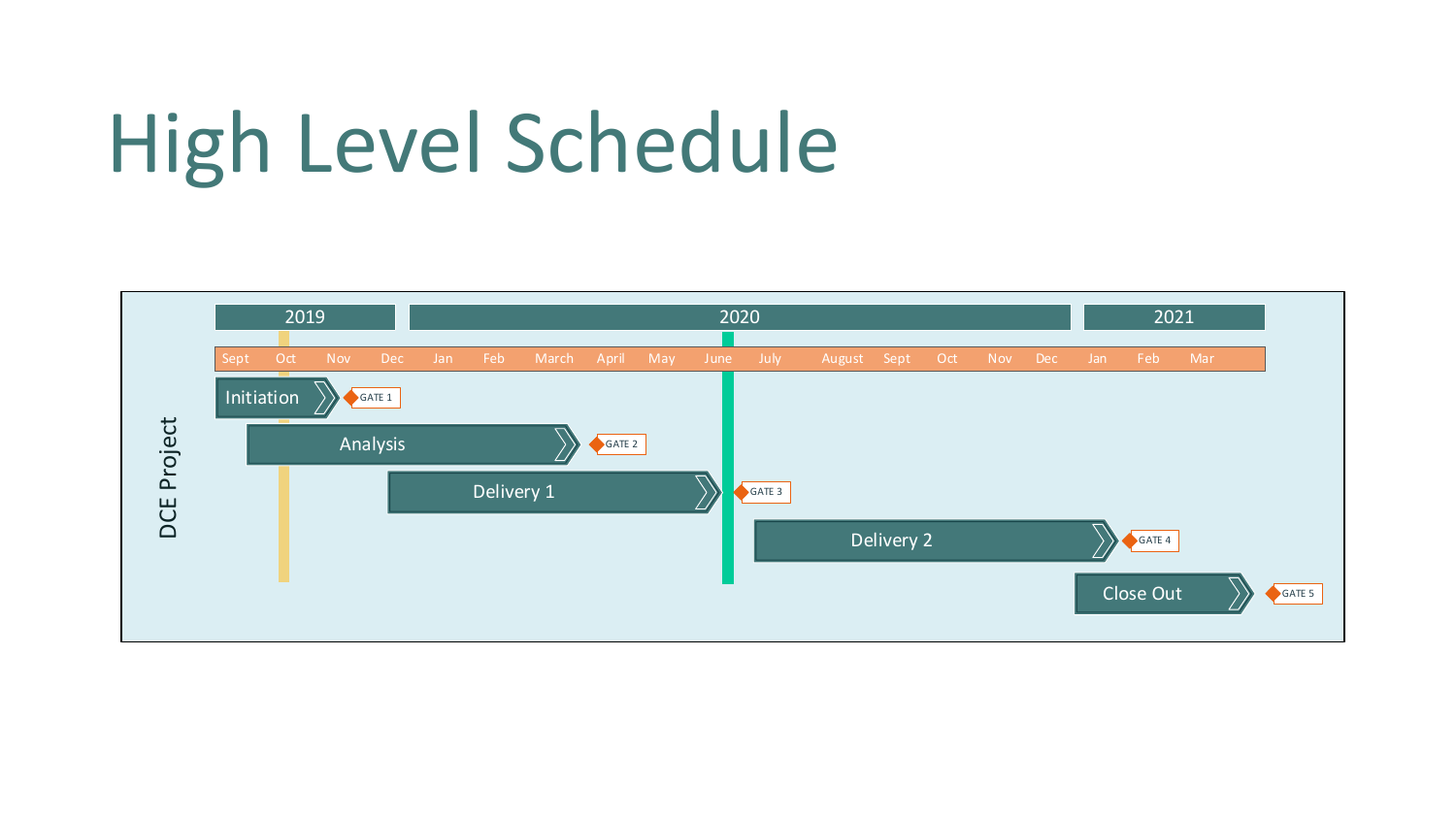# High Level Schedule

DCE Project

2019

2020

2021

Sept Oct Nov Dec Jan Feb March April May June July August Sept Oct Nov Dec Jan Feb Mar

Initiation

GATE 1

Analysis

GATE 2

Delivery 1

GATE 3

Delivery 2

GATE 4

Close Out

GATE 5